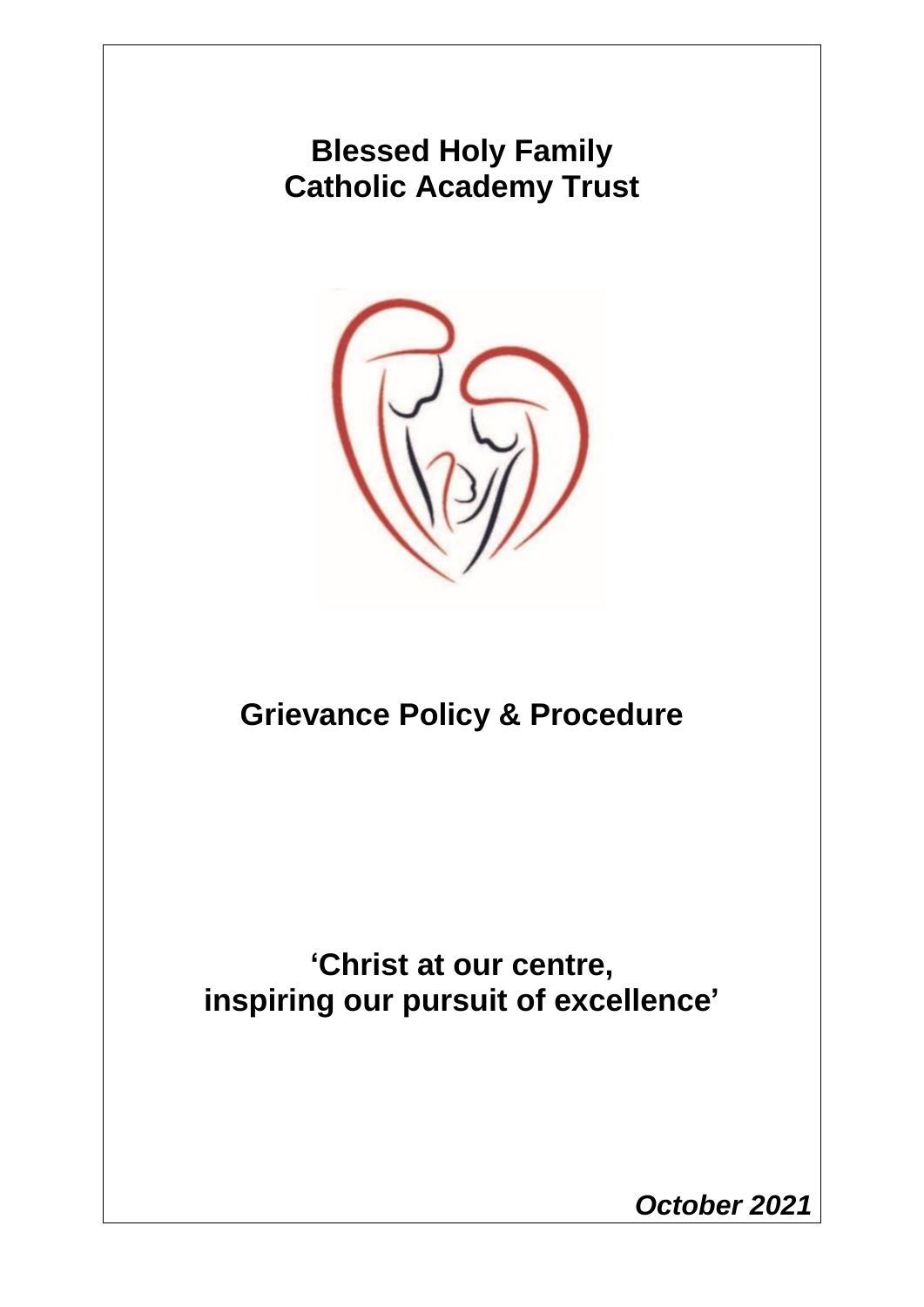# Blessed Holy Family Catholic Academy Trust

# Grievance Policy & Procedure

## 'Christ at our centre, inspiring our pursuit of excellence'

***October 2021***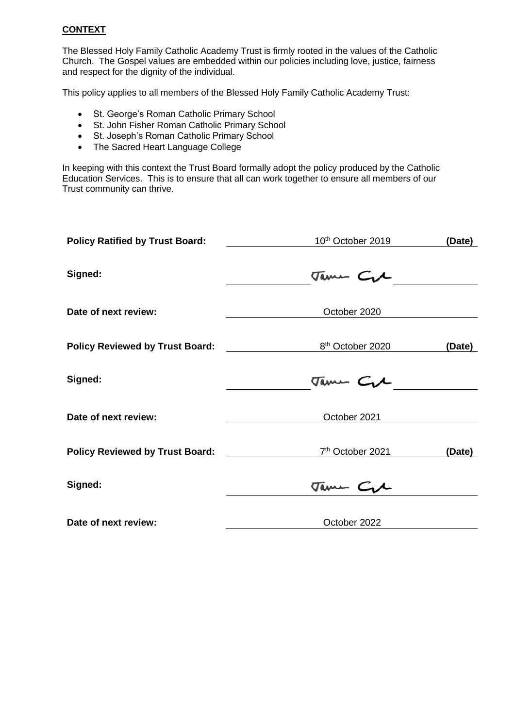**CONTEXT**

The Blessed Holy Family Catholic Academy Trust is firmly rooted in the values of the Catholic Church. The Gospel values are embedded within our policies including love, justice, fairness and respect for the dignity of the individual.

This policy applies to all members of the Blessed Holy Family Catholic Academy Trust:

- St. George's Roman Catholic Primary School
- St. John Fisher Roman Catholic Primary School
- St. Joseph's Roman Catholic Primary School
- The Sacred Heart Language College

In keeping with this context the Trust Board formally adopt the policy produced by the Catholic Education Services. This is to ensure that all can work together to ensure all members of our Trust community can thrive.

| | | |
|---|---|---|
| **Policy Ratified by Trust Board:** | 10th October 2019 | **(Date)** |
| **Signed:** | Jame Gl | |
| **Date of next review:** | October 2020 | |
| **Policy Reviewed by Trust Board:** | 8th October 2020 | **(Date)** |
| **Signed:** | Jame Gl | |
| **Date of next review:** | October 2021 | |
| **Policy Reviewed by Trust Board:** | 7th October 2021 | **(Date)** |
| **Signed:** | Jame Gl | |
| **Date of next review:** | October 2022 | |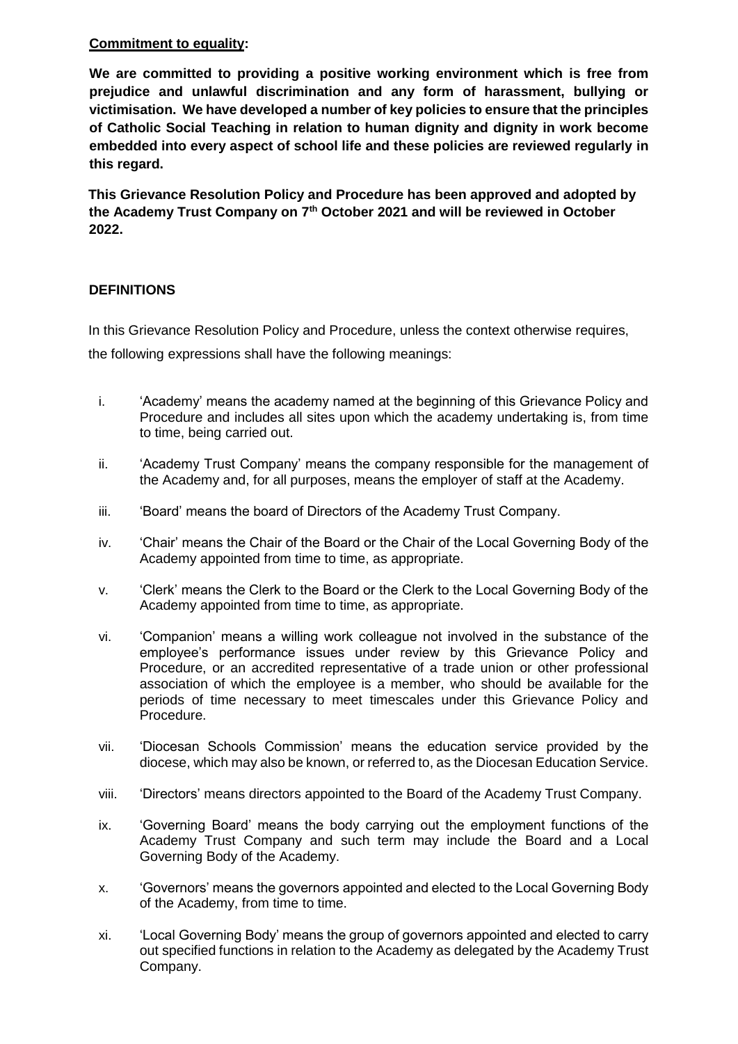**Commitment to equality:**

**We are committed to providing a positive working environment which is free from prejudice and unlawful discrimination and any form of harassment, bullying or victimisation. We have developed a number of key policies to ensure that the principles of Catholic Social Teaching in relation to human dignity and dignity in work become embedded into every aspect of school life and these policies are reviewed regularly in this regard.**

**This Grievance Resolution Policy and Procedure has been approved and adopted by the Academy Trust Company on 7th October 2021 and will be reviewed in October 2022.**

## DEFINITIONS

In this Grievance Resolution Policy and Procedure, unless the context otherwise requires, the following expressions shall have the following meanings:

i. 'Academy' means the academy named at the beginning of this Grievance Policy and Procedure and includes all sites upon which the academy undertaking is, from time to time, being carried out.

ii. 'Academy Trust Company' means the company responsible for the management of the Academy and, for all purposes, means the employer of staff at the Academy.

iii. 'Board' means the board of Directors of the Academy Trust Company.

iv. 'Chair' means the Chair of the Board or the Chair of the Local Governing Body of the Academy appointed from time to time, as appropriate.

v. 'Clerk' means the Clerk to the Board or the Clerk to the Local Governing Body of the Academy appointed from time to time, as appropriate.

vi. 'Companion' means a willing work colleague not involved in the substance of the employee's performance issues under review by this Grievance Policy and Procedure, or an accredited representative of a trade union or other professional association of which the employee is a member, who should be available for the periods of time necessary to meet timescales under this Grievance Policy and Procedure.

vii. 'Diocesan Schools Commission' means the education service provided by the diocese, which may also be known, or referred to, as the Diocesan Education Service.

viii. 'Directors' means directors appointed to the Board of the Academy Trust Company.

ix. 'Governing Board' means the body carrying out the employment functions of the Academy Trust Company and such term may include the Board and a Local Governing Body of the Academy.

x. 'Governors' means the governors appointed and elected to the Local Governing Body of the Academy, from time to time.

xi. 'Local Governing Body' means the group of governors appointed and elected to carry out specified functions in relation to the Academy as delegated by the Academy Trust Company.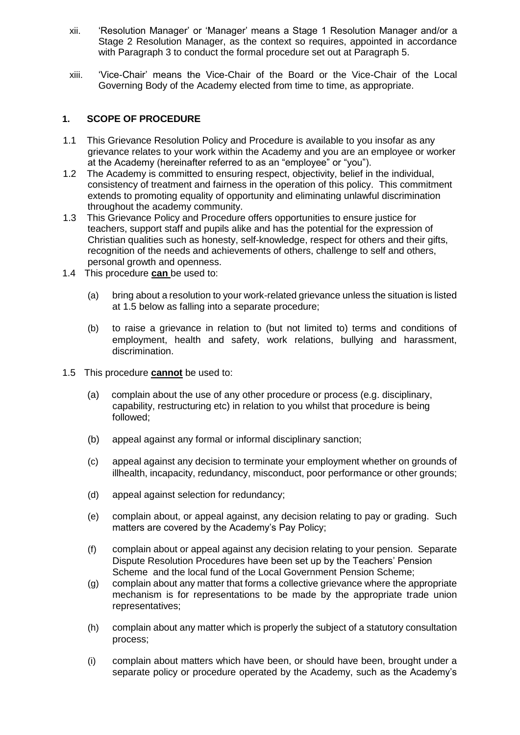xii. 'Resolution Manager' or 'Manager' means a Stage 1 Resolution Manager and/or a Stage 2 Resolution Manager, as the context so requires, appointed in accordance with Paragraph 3 to conduct the formal procedure set out at Paragraph 5.

xiii. 'Vice-Chair' means the Vice-Chair of the Board or the Vice-Chair of the Local Governing Body of the Academy elected from time to time, as appropriate.

## 1. SCOPE OF PROCEDURE

1.1 This Grievance Resolution Policy and Procedure is available to you insofar as any grievance relates to your work within the Academy and you are an employee or worker at the Academy (hereinafter referred to as an "employee" or "you").

1.2 The Academy is committed to ensuring respect, objectivity, belief in the individual, consistency of treatment and fairness in the operation of this policy. This commitment extends to promoting equality of opportunity and eliminating unlawful discrimination throughout the academy community.

1.3 This Grievance Policy and Procedure offers opportunities to ensure justice for teachers, support staff and pupils alike and has the potential for the expression of Christian qualities such as honesty, self-knowledge, respect for others and their gifts, recognition of the needs and achievements of others, challenge to self and others, personal growth and openness.

1.4 This procedure **<u>can</u>** be used to:

(a) bring about a resolution to your work-related grievance unless the situation is listed at 1.5 below as falling into a separate procedure;

(b) to raise a grievance in relation to (but not limited to) terms and conditions of employment, health and safety, work relations, bullying and harassment, discrimination.

1.5 This procedure **<u>cannot</u>** be used to:

(a) complain about the use of any other procedure or process (e.g. disciplinary, capability, restructuring etc) in relation to you whilst that procedure is being followed;

(b) appeal against any formal or informal disciplinary sanction;

(c) appeal against any decision to terminate your employment whether on grounds of illhealth, incapacity, redundancy, misconduct, poor performance or other grounds;

(d) appeal against selection for redundancy;

(e) complain about, or appeal against, any decision relating to pay or grading. Such matters are covered by the Academy's Pay Policy;

(f) complain about or appeal against any decision relating to your pension. Separate Dispute Resolution Procedures have been set up by the Teachers' Pension Scheme and the local fund of the Local Government Pension Scheme;

(g) complain about any matter that forms a collective grievance where the appropriate mechanism is for representations to be made by the appropriate trade union representatives;

(h) complain about any matter which is properly the subject of a statutory consultation process;

(i) complain about matters which have been, or should have been, brought under a separate policy or procedure operated by the Academy, such as the Academy's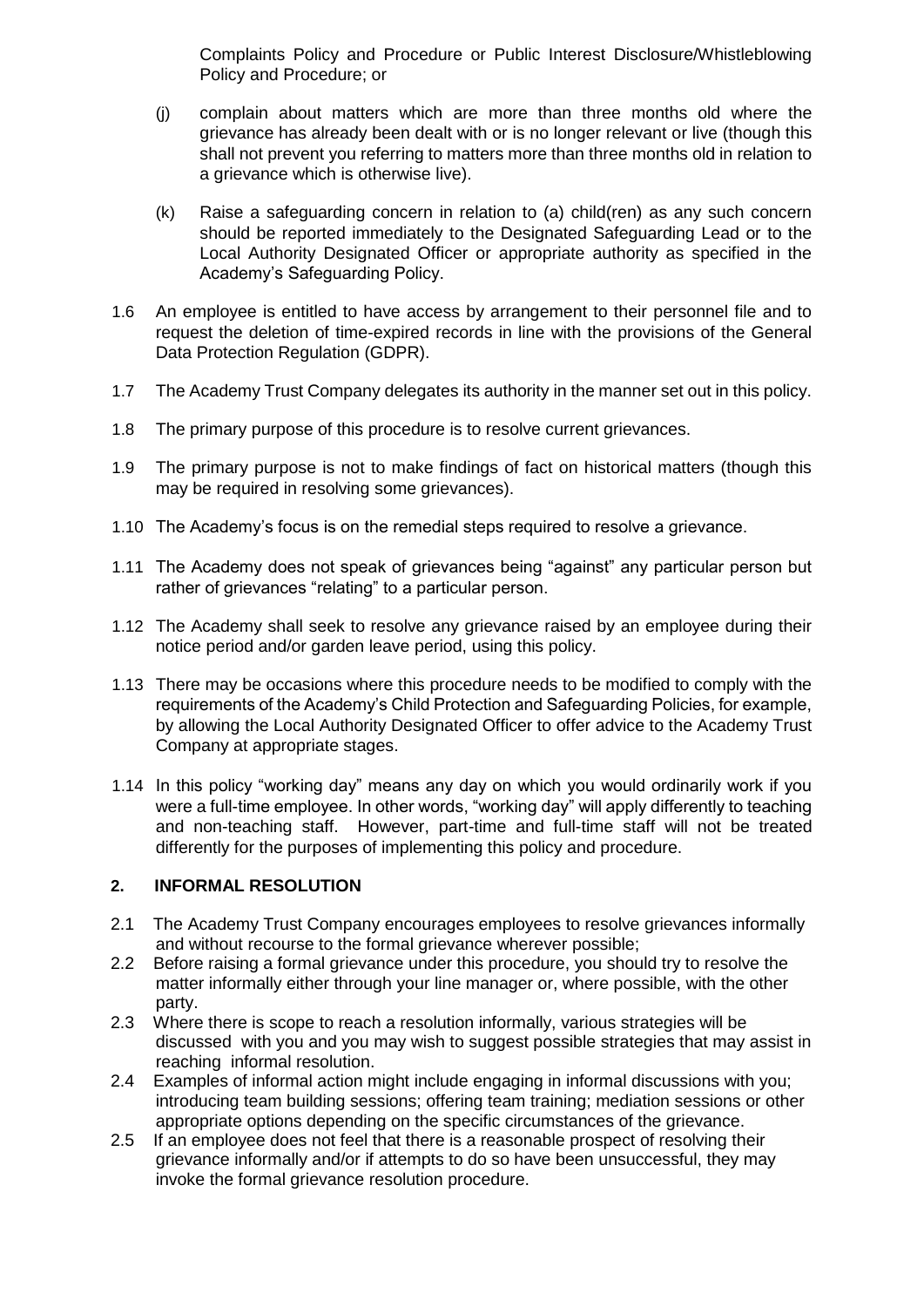Complaints Policy and Procedure or Public Interest Disclosure/Whistleblowing Policy and Procedure; or

(j) complain about matters which are more than three months old where the grievance has already been dealt with or is no longer relevant or live (though this shall not prevent you referring to matters more than three months old in relation to a grievance which is otherwise live).

(k) Raise a safeguarding concern in relation to (a) child(ren) as any such concern should be reported immediately to the Designated Safeguarding Lead or to the Local Authority Designated Officer or appropriate authority as specified in the Academy's Safeguarding Policy.

1.6 An employee is entitled to have access by arrangement to their personnel file and to request the deletion of time-expired records in line with the provisions of the General Data Protection Regulation (GDPR).

1.7 The Academy Trust Company delegates its authority in the manner set out in this policy.

1.8 The primary purpose of this procedure is to resolve current grievances.

1.9 The primary purpose is not to make findings of fact on historical matters (though this may be required in resolving some grievances).

1.10 The Academy's focus is on the remedial steps required to resolve a grievance.

1.11 The Academy does not speak of grievances being "against" any particular person but rather of grievances "relating" to a particular person.

1.12 The Academy shall seek to resolve any grievance raised by an employee during their notice period and/or garden leave period, using this policy.

1.13 There may be occasions where this procedure needs to be modified to comply with the requirements of the Academy's Child Protection and Safeguarding Policies, for example, by allowing the Local Authority Designated Officer to offer advice to the Academy Trust Company at appropriate stages.

1.14 In this policy "working day" means any day on which you would ordinarily work if you were a full-time employee. In other words, "working day" will apply differently to teaching and non-teaching staff. However, part-time and full-time staff will not be treated differently for the purposes of implementing this policy and procedure.

## 2. INFORMAL RESOLUTION

2.1 The Academy Trust Company encourages employees to resolve grievances informally and without recourse to the formal grievance wherever possible;

2.2 Before raising a formal grievance under this procedure, you should try to resolve the matter informally either through your line manager or, where possible, with the other party.

2.3 Where there is scope to reach a resolution informally, various strategies will be discussed with you and you may wish to suggest possible strategies that may assist in reaching informal resolution.

2.4 Examples of informal action might include engaging in informal discussions with you; introducing team building sessions; offering team training; mediation sessions or other appropriate options depending on the specific circumstances of the grievance.

2.5 If an employee does not feel that there is a reasonable prospect of resolving their grievance informally and/or if attempts to do so have been unsuccessful, they may invoke the formal grievance resolution procedure.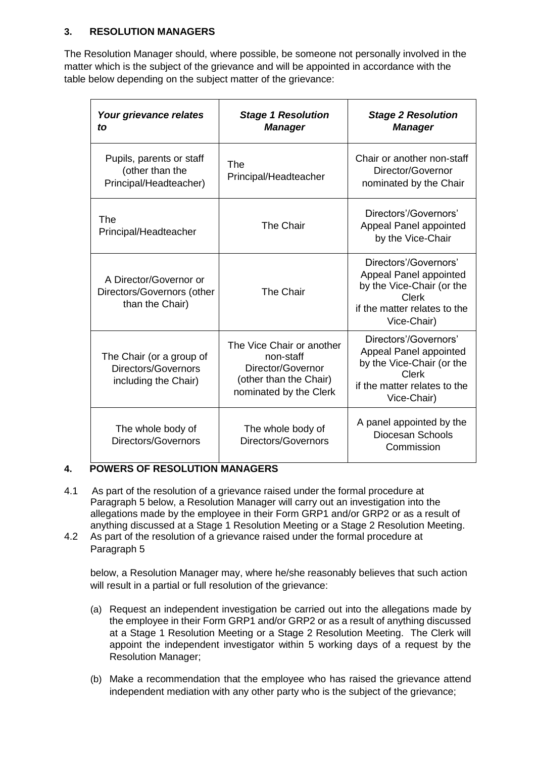## 3. RESOLUTION MANAGERS

The Resolution Manager should, where possible, be someone not personally involved in the matter which is the subject of the grievance and will be appointed in accordance with the table below depending on the subject matter of the grievance:

| ***Your grievance relates to*** | ***Stage 1 Resolution Manager*** | ***Stage 2 Resolution Manager*** |
|---|---|---|
| Pupils, parents or staff (other than the Principal/Headteacher) | The Principal/Headteacher | Chair or another non-staff Director/Governor nominated by the Chair |
| The Principal/Headteacher | The Chair | Directors'/Governors' Appeal Panel appointed by the Vice-Chair |
| A Director/Governor or Directors/Governors (other than the Chair) | The Chair | Directors'/Governors' Appeal Panel appointed by the Vice-Chair (or the Clerk if the matter relates to the Vice-Chair) |
| The Chair (or a group of Directors/Governors including the Chair) | The Vice Chair or another non-staff Director/Governor (other than the Chair) nominated by the Clerk | Directors'/Governors' Appeal Panel appointed by the Vice-Chair (or the Clerk if the matter relates to the Vice-Chair) |
| The whole body of Directors/Governors | The whole body of Directors/Governors | A panel appointed by the Diocesan Schools Commission |

## 4. POWERS OF RESOLUTION MANAGERS

4.1 As part of the resolution of a grievance raised under the formal procedure at Paragraph 5 below, a Resolution Manager will carry out an investigation into the allegations made by the employee in their Form GRP1 and/or GRP2 or as a result of anything discussed at a Stage 1 Resolution Meeting or a Stage 2 Resolution Meeting.

4.2 As part of the resolution of a grievance raised under the formal procedure at Paragraph 5 below, a Resolution Manager may, where he/she reasonably believes that such action will result in a partial or full resolution of the grievance:

(a) Request an independent investigation be carried out into the allegations made by the employee in their Form GRP1 and/or GRP2 or as a result of anything discussed at a Stage 1 Resolution Meeting or a Stage 2 Resolution Meeting. The Clerk will appoint the independent investigator within 5 working days of a request by the Resolution Manager;

(b) Make a recommendation that the employee who has raised the grievance attend independent mediation with any other party who is the subject of the grievance;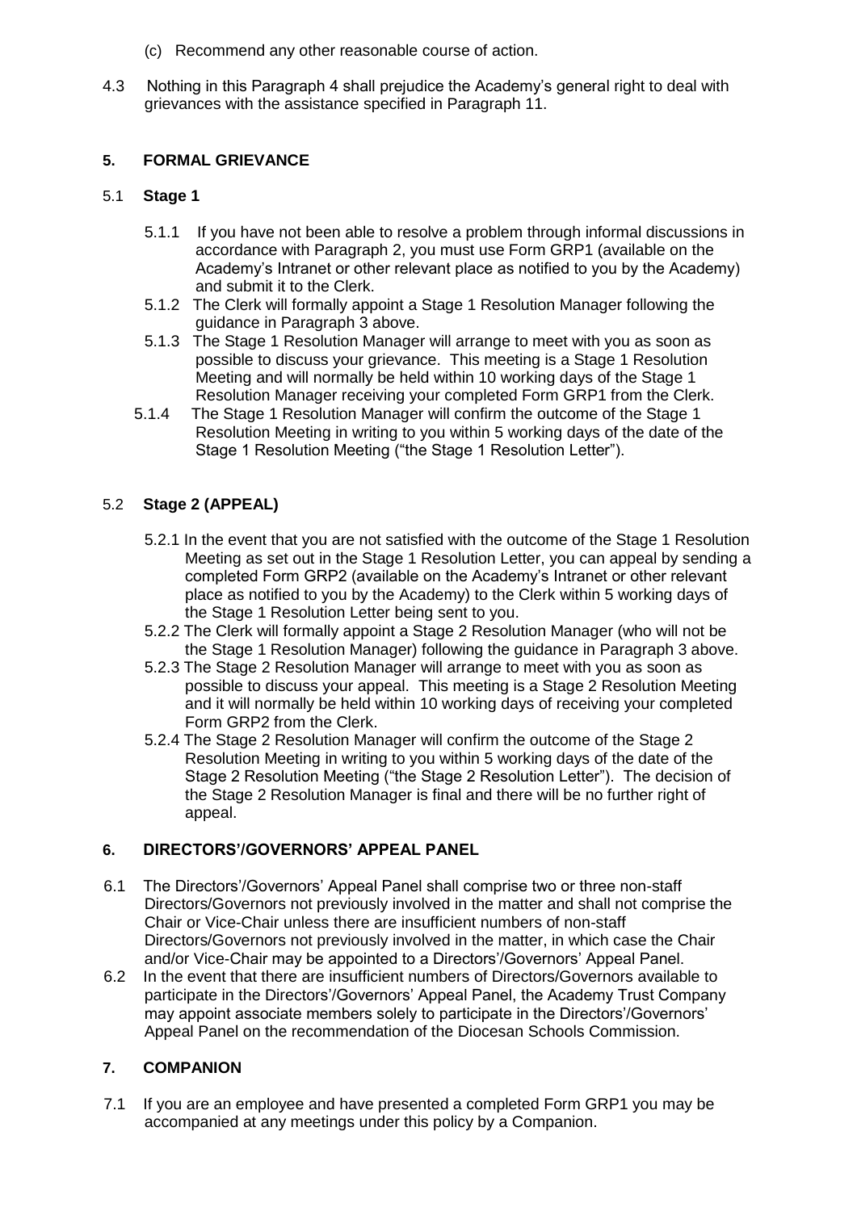(c) Recommend any other reasonable course of action.

4.3 Nothing in this Paragraph 4 shall prejudice the Academy's general right to deal with grievances with the assistance specified in Paragraph 11.

## 5. FORMAL GRIEVANCE

### 5.1 Stage 1

5.1.1 If you have not been able to resolve a problem through informal discussions in accordance with Paragraph 2, you must use Form GRP1 (available on the Academy's Intranet or other relevant place as notified to you by the Academy) and submit it to the Clerk.

5.1.2 The Clerk will formally appoint a Stage 1 Resolution Manager following the guidance in Paragraph 3 above.

5.1.3 The Stage 1 Resolution Manager will arrange to meet with you as soon as possible to discuss your grievance. This meeting is a Stage 1 Resolution Meeting and will normally be held within 10 working days of the Stage 1 Resolution Manager receiving your completed Form GRP1 from the Clerk.

5.1.4 The Stage 1 Resolution Manager will confirm the outcome of the Stage 1 Resolution Meeting in writing to you within 5 working days of the date of the Stage 1 Resolution Meeting ("the Stage 1 Resolution Letter").

### 5.2 Stage 2 (APPEAL)

5.2.1 In the event that you are not satisfied with the outcome of the Stage 1 Resolution Meeting as set out in the Stage 1 Resolution Letter, you can appeal by sending a completed Form GRP2 (available on the Academy's Intranet or other relevant place as notified to you by the Academy) to the Clerk within 5 working days of the Stage 1 Resolution Letter being sent to you.

5.2.2 The Clerk will formally appoint a Stage 2 Resolution Manager (who will not be the Stage 1 Resolution Manager) following the guidance in Paragraph 3 above.

5.2.3 The Stage 2 Resolution Manager will arrange to meet with you as soon as possible to discuss your appeal. This meeting is a Stage 2 Resolution Meeting and it will normally be held within 10 working days of receiving your completed Form GRP2 from the Clerk.

5.2.4 The Stage 2 Resolution Manager will confirm the outcome of the Stage 2 Resolution Meeting in writing to you within 5 working days of the date of the Stage 2 Resolution Meeting ("the Stage 2 Resolution Letter"). The decision of the Stage 2 Resolution Manager is final and there will be no further right of appeal.

## 6. DIRECTORS'/GOVERNORS' APPEAL PANEL

6.1 The Directors'/Governors' Appeal Panel shall comprise two or three non-staff Directors/Governors not previously involved in the matter and shall not comprise the Chair or Vice-Chair unless there are insufficient numbers of non-staff Directors/Governors not previously involved in the matter, in which case the Chair and/or Vice-Chair may be appointed to a Directors'/Governors' Appeal Panel.

6.2 In the event that there are insufficient numbers of Directors/Governors available to participate in the Directors'/Governors' Appeal Panel, the Academy Trust Company may appoint associate members solely to participate in the Directors'/Governors' Appeal Panel on the recommendation of the Diocesan Schools Commission.

## 7. COMPANION

7.1 If you are an employee and have presented a completed Form GRP1 you may be accompanied at any meetings under this policy by a Companion.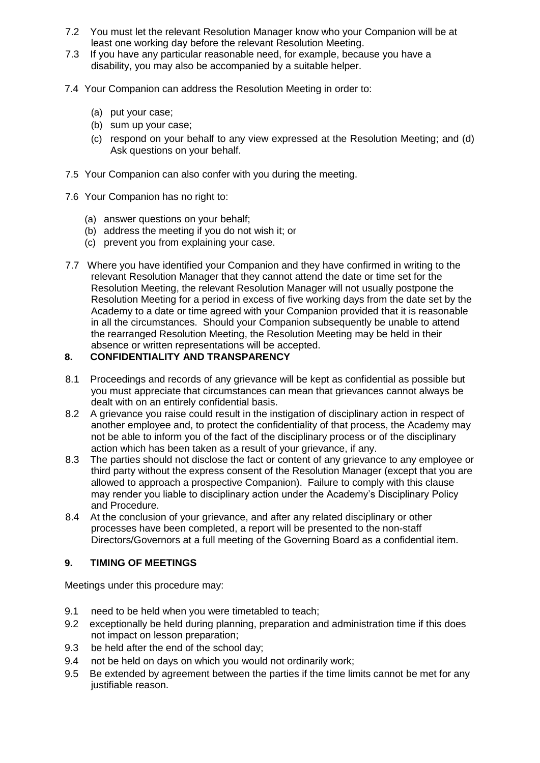7.2 You must let the relevant Resolution Manager know who your Companion will be at least one working day before the relevant Resolution Meeting.

7.3 If you have any particular reasonable need, for example, because you have a disability, you may also be accompanied by a suitable helper.

7.4 Your Companion can address the Resolution Meeting in order to:

(a) put your case;
(b) sum up your case;
(c) respond on your behalf to any view expressed at the Resolution Meeting; and (d) Ask questions on your behalf.

7.5 Your Companion can also confer with you during the meeting.

7.6 Your Companion has no right to:

(a) answer questions on your behalf;
(b) address the meeting if you do not wish it; or
(c) prevent you from explaining your case.

7.7 Where you have identified your Companion and they have confirmed in writing to the relevant Resolution Manager that they cannot attend the date or time set for the Resolution Meeting, the relevant Resolution Manager will not usually postpone the Resolution Meeting for a period in excess of five working days from the date set by the Academy to a date or time agreed with your Companion provided that it is reasonable in all the circumstances. Should your Companion subsequently be unable to attend the rearranged Resolution Meeting, the Resolution Meeting may be held in their absence or written representations will be accepted.

## 8. CONFIDENTIALITY AND TRANSPARENCY

8.1 Proceedings and records of any grievance will be kept as confidential as possible but you must appreciate that circumstances can mean that grievances cannot always be dealt with on an entirely confidential basis.

8.2 A grievance you raise could result in the instigation of disciplinary action in respect of another employee and, to protect the confidentiality of that process, the Academy may not be able to inform you of the fact of the disciplinary process or of the disciplinary action which has been taken as a result of your grievance, if any.

8.3 The parties should not disclose the fact or content of any grievance to any employee or third party without the express consent of the Resolution Manager (except that you are allowed to approach a prospective Companion). Failure to comply with this clause may render you liable to disciplinary action under the Academy's Disciplinary Policy and Procedure.

8.4 At the conclusion of your grievance, and after any related disciplinary or other processes have been completed, a report will be presented to the non-staff Directors/Governors at a full meeting of the Governing Board as a confidential item.

## 9. TIMING OF MEETINGS

Meetings under this procedure may:

9.1 need to be held when you were timetabled to teach;

9.2 exceptionally be held during planning, preparation and administration time if this does not impact on lesson preparation;

9.3 be held after the end of the school day;

9.4 not be held on days on which you would not ordinarily work;

9.5 Be extended by agreement between the parties if the time limits cannot be met for any justifiable reason.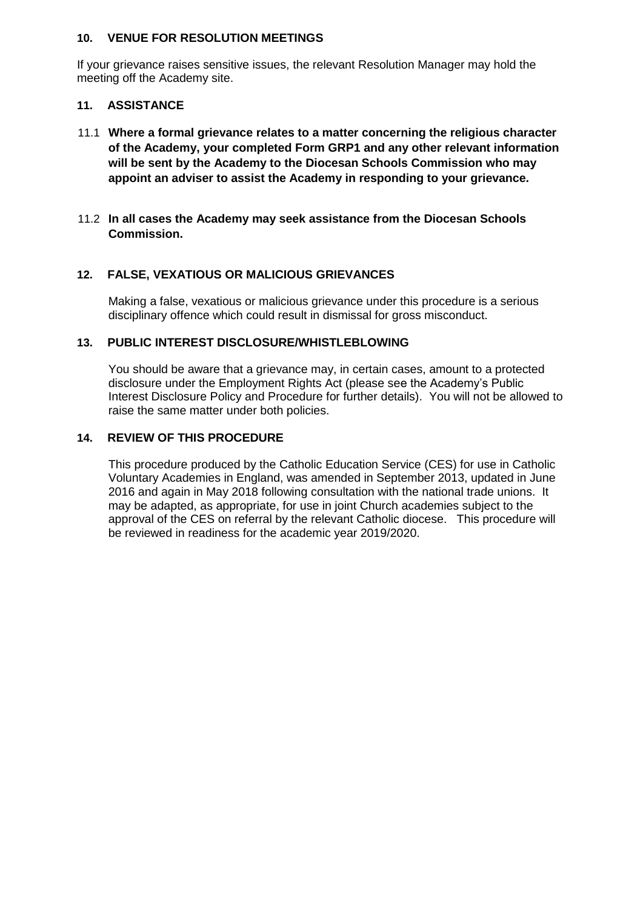## 10. VENUE FOR RESOLUTION MEETINGS

If your grievance raises sensitive issues, the relevant Resolution Manager may hold the meeting off the Academy site.

## 11. ASSISTANCE

11.1 **Where a formal grievance relates to a matter concerning the religious character of the Academy, your completed Form GRP1 and any other relevant information will be sent by the Academy to the Diocesan Schools Commission who may appoint an adviser to assist the Academy in responding to your grievance.**

11.2 **In all cases the Academy may seek assistance from the Diocesan Schools Commission.**

## 12. FALSE, VEXATIOUS OR MALICIOUS GRIEVANCES

Making a false, vexatious or malicious grievance under this procedure is a serious disciplinary offence which could result in dismissal for gross misconduct.

## 13. PUBLIC INTEREST DISCLOSURE/WHISTLEBLOWING

You should be aware that a grievance may, in certain cases, amount to a protected disclosure under the Employment Rights Act (please see the Academy's Public Interest Disclosure Policy and Procedure for further details). You will not be allowed to raise the same matter under both policies.

## 14. REVIEW OF THIS PROCEDURE

This procedure produced by the Catholic Education Service (CES) for use in Catholic Voluntary Academies in England, was amended in September 2013, updated in June 2016 and again in May 2018 following consultation with the national trade unions. It may be adapted, as appropriate, for use in joint Church academies subject to the approval of the CES on referral by the relevant Catholic diocese. This procedure will be reviewed in readiness for the academic year 2019/2020.